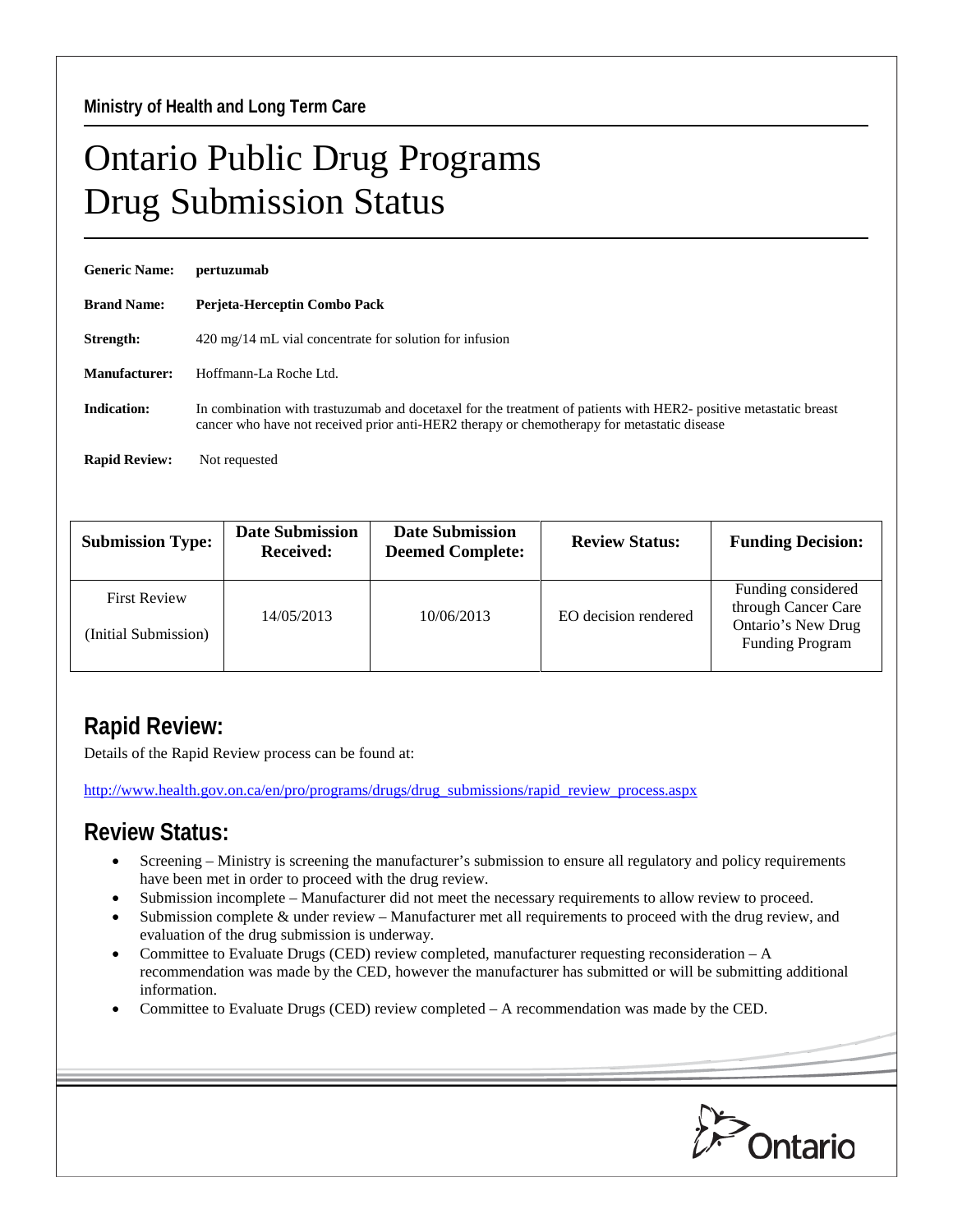Ministry of Health and Long Term Care

# Ontario Public Drug Programs
# Drug Submission Status

**Generic Name:** **pertuzumab**

**Brand Name:** **Perjeta-Herceptin Combo Pack**

**Strength:** 420 mg/14 mL vial concentrate for solution for infusion

**Manufacturer:** Hoffmann-La Roche Ltd.

**Indication:** In combination with trastuzumab and docetaxel for the treatment of patients with HER2- positive metastatic breast cancer who have not received prior anti-HER2 therapy or chemotherapy for metastatic disease

**Rapid Review:** Not requested

| Submission Type: | Date Submission Received: | Date Submission Deemed Complete: | Review Status: | Funding Decision: |
|---|---|---|---|---|
| First Review (Initial Submission) | 14/05/2013 | 10/06/2013 | EO decision rendered | Funding considered through Cancer Care Ontario's New Drug Funding Program |

## Rapid Review:

Details of the Rapid Review process can be found at:

http://www.health.gov.on.ca/en/pro/programs/drugs/drug_submissions/rapid_review_process.aspx

## Review Status:

- Screening – Ministry is screening the manufacturer's submission to ensure all regulatory and policy requirements have been met in order to proceed with the drug review.
- Submission incomplete – Manufacturer did not meet the necessary requirements to allow review to proceed.
- Submission complete & under review – Manufacturer met all requirements to proceed with the drug review, and evaluation of the drug submission is underway.
- Committee to Evaluate Drugs (CED) review completed, manufacturer requesting reconsideration – A recommendation was made by the CED, however the manufacturer has submitted or will be submitting additional information.
- Committee to Evaluate Drugs (CED) review completed – A recommendation was made by the CED.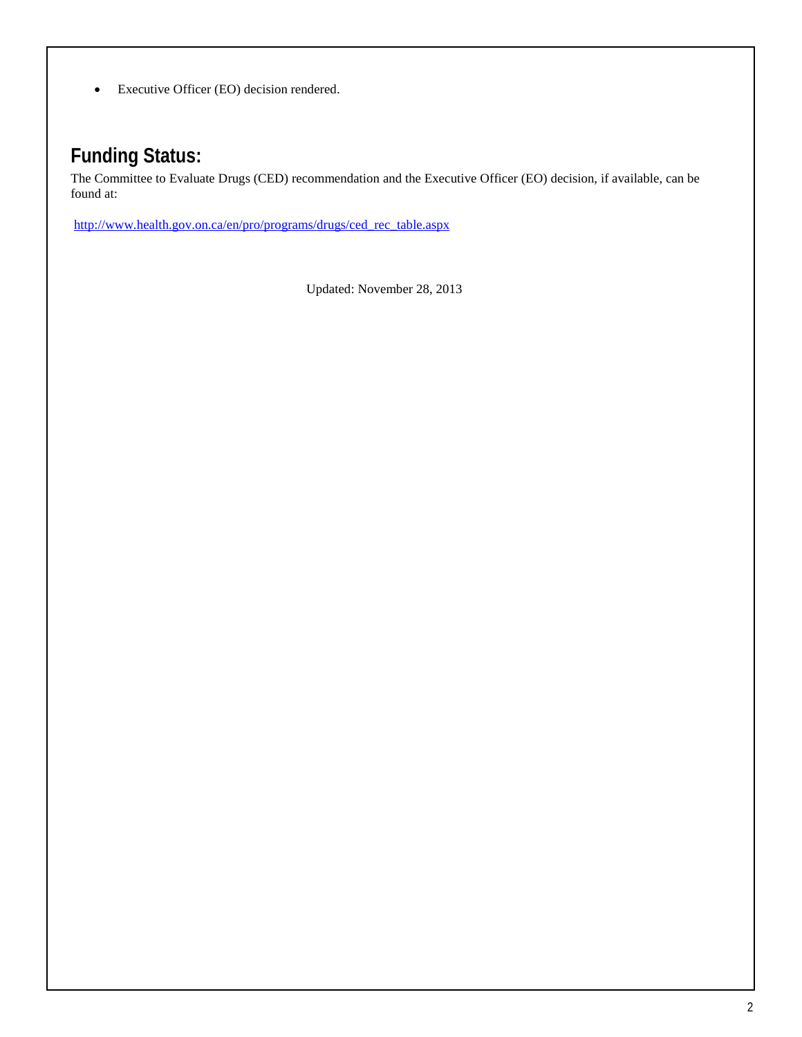- Executive Officer (EO) decision rendered.

## Funding Status:

The Committee to Evaluate Drugs (CED) recommendation and the Executive Officer (EO) decision, if available, can be found at:

[http://www.health.gov.on.ca/en/pro/programs/drugs/ced_rec_table.aspx](http://www.health.gov.on.ca/en/pro/programs/drugs/ced_rec_table.aspx)

Updated: November 28, 2013